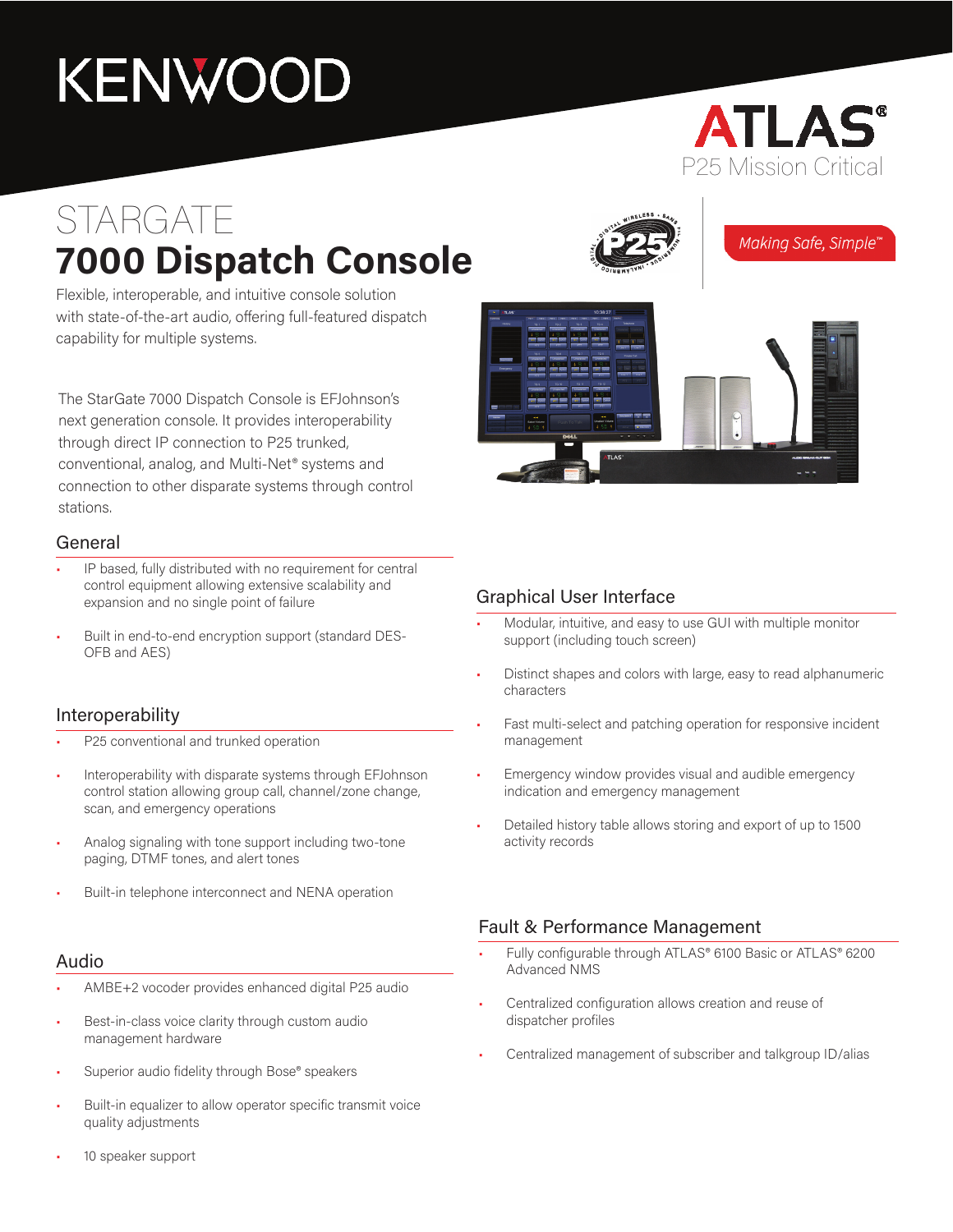KENWOOD

ATLAS®
P25 Mission Critical

*Making Safe, Simple™*

# STARGATE
# 7000 Dispatch Console

Flexible, interoperable, and intuitive console solution with state-of-the-art audio, offering full-featured dispatch capability for multiple systems.

The StarGate 7000 Dispatch Console is EFJohnson's next generation console. It provides interoperability through direct IP connection to P25 trunked, conventional, analog, and Multi-Net® systems and connection to other disparate systems through control stations.

## General

- IP based, fully distributed with no requirement for central control equipment allowing extensive scalability and expansion and no single point of failure
- Built in end-to-end encryption support (standard DES-OFB and AES)

## Interoperability

- P25 conventional and trunked operation
- Interoperability with disparate systems through EFJohnson control station allowing group call, channel/zone change, scan, and emergency operations
- Analog signaling with tone support including two-tone paging, DTMF tones, and alert tones
- Built-in telephone interconnect and NENA operation

## Audio

- AMBE+2 vocoder provides enhanced digital P25 audio
- Best-in-class voice clarity through custom audio management hardware
- Superior audio fidelity through Bose® speakers
- Built-in equalizer to allow operator specific transmit voice quality adjustments
- 10 speaker support

## Graphical User Interface

- Modular, intuitive, and easy to use GUI with multiple monitor support (including touch screen)
- Distinct shapes and colors with large, easy to read alphanumeric characters
- Fast multi-select and patching operation for responsive incident management
- Emergency window provides visual and audible emergency indication and emergency management
- Detailed history table allows storing and export of up to 1500 activity records

## Fault & Performance Management

- Fully configurable through ATLAS® 6100 Basic or ATLAS® 6200 Advanced NMS
- Centralized configuration allows creation and reuse of dispatcher profiles
- Centralized management of subscriber and talkgroup ID/alias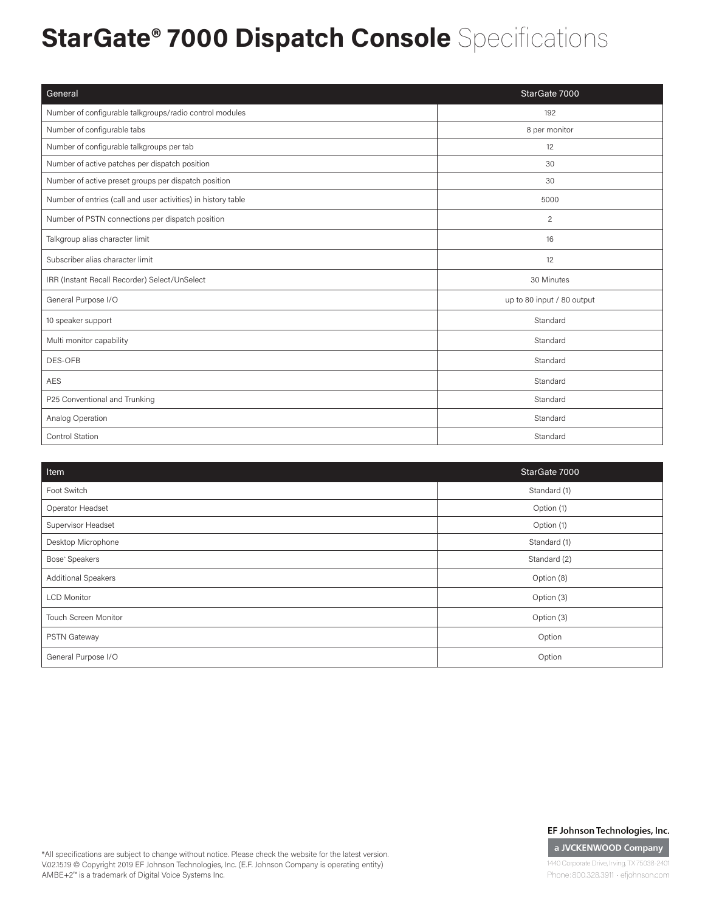# StarGate® 7000 Dispatch Console Specifications

| General | StarGate 7000 |
|---|---|
| Number of configurable talkgroups/radio control modules | 192 |
| Number of configurable tabs | 8 per monitor |
| Number of configurable talkgroups per tab | 12 |
| Number of active patches per dispatch position | 30 |
| Number of active preset groups per dispatch position | 30 |
| Number of entries (call and user activities) in history table | 5000 |
| Number of PSTN connections per dispatch position | 2 |
| Talkgroup alias character limit | 16 |
| Subscriber alias character limit | 12 |
| IRR (Instant Recall Recorder) Select/UnSelect | 30 Minutes |
| General Purpose I/O | up to 80 input / 80 output |
| 10 speaker support | Standard |
| Multi monitor capability | Standard |
| DES-OFB | Standard |
| AES | Standard |
| P25 Conventional and Trunking | Standard |
| Analog Operation | Standard |
| Control Station | Standard |

| Item | StarGate 7000 |
|---|---|
| Foot Switch | Standard (1) |
| Operator Headset | Option (1) |
| Supervisor Headset | Option (1) |
| Desktop Microphone | Standard (1) |
| Bose® Speakers | Standard (2) |
| Additional Speakers | Option (8) |
| LCD Monitor | Option (3) |
| Touch Screen Monitor | Option (3) |
| PSTN Gateway | Option |
| General Purpose I/O | Option |

*All specifications are subject to change without notice. Please check the website for the latest version.
V.02.15.19 © Copyright 2019 EF Johnson Technologies, Inc. (E.F. Johnson Company is operating entity)
AMBE+2™ is a trademark of Digital Voice Systems Inc.

EF Johnson Technologies, Inc.
a JVCKENWOOD Company
1440 Corporate Drive, Irving, TX 75038-2401
Phone: 800.328.3911 · efjohnson.com